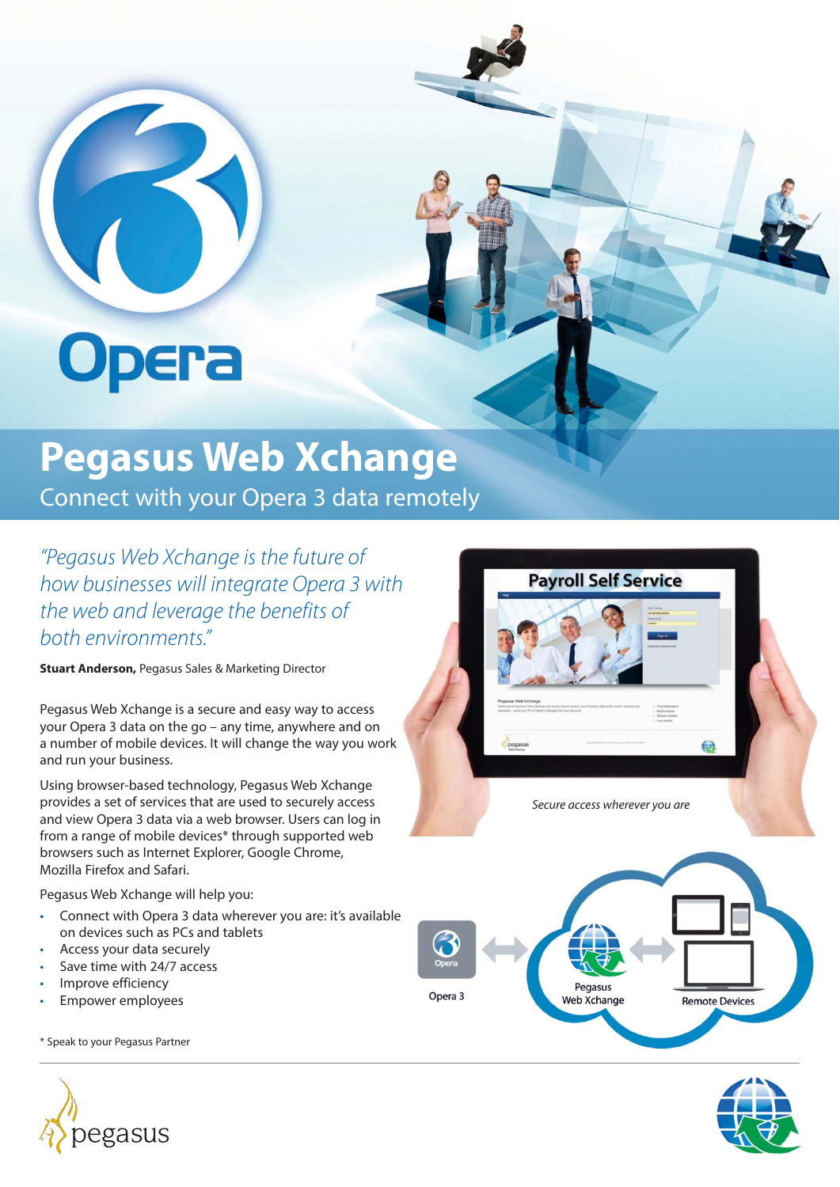# Pegasus Web Xchange

## Connect with your Opera 3 data remotely

*"Pegasus Web Xchange is the future of how businesses will integrate Opera 3 with the web and leverage the benefits of both environments."*

**Stuart Anderson,** Pegasus Sales & Marketing Director

Pegasus Web Xchange is a secure and easy way to access your Opera 3 data on the go – any time, anywhere and on a number of mobile devices. It will change the way you work and run your business.

Using browser-based technology, Pegasus Web Xchange provides a set of services that are used to securely access and view Opera 3 data via a web browser. Users can log in from a range of mobile devices* through supported web browsers such as Internet Explorer, Google Chrome, Mozilla Firefox and Safari.

Pegasus Web Xchange will help you:

- Connect with Opera 3 data wherever you are: it's available on devices such as PCs and tablets
- Access your data securely
- Save time with 24/7 access
- Improve efficiency
- Empower employees

* Speak to your Pegasus Partner

*Secure access wherever you are*

Opera 3 | Pegasus Web Xchange | Remote Devices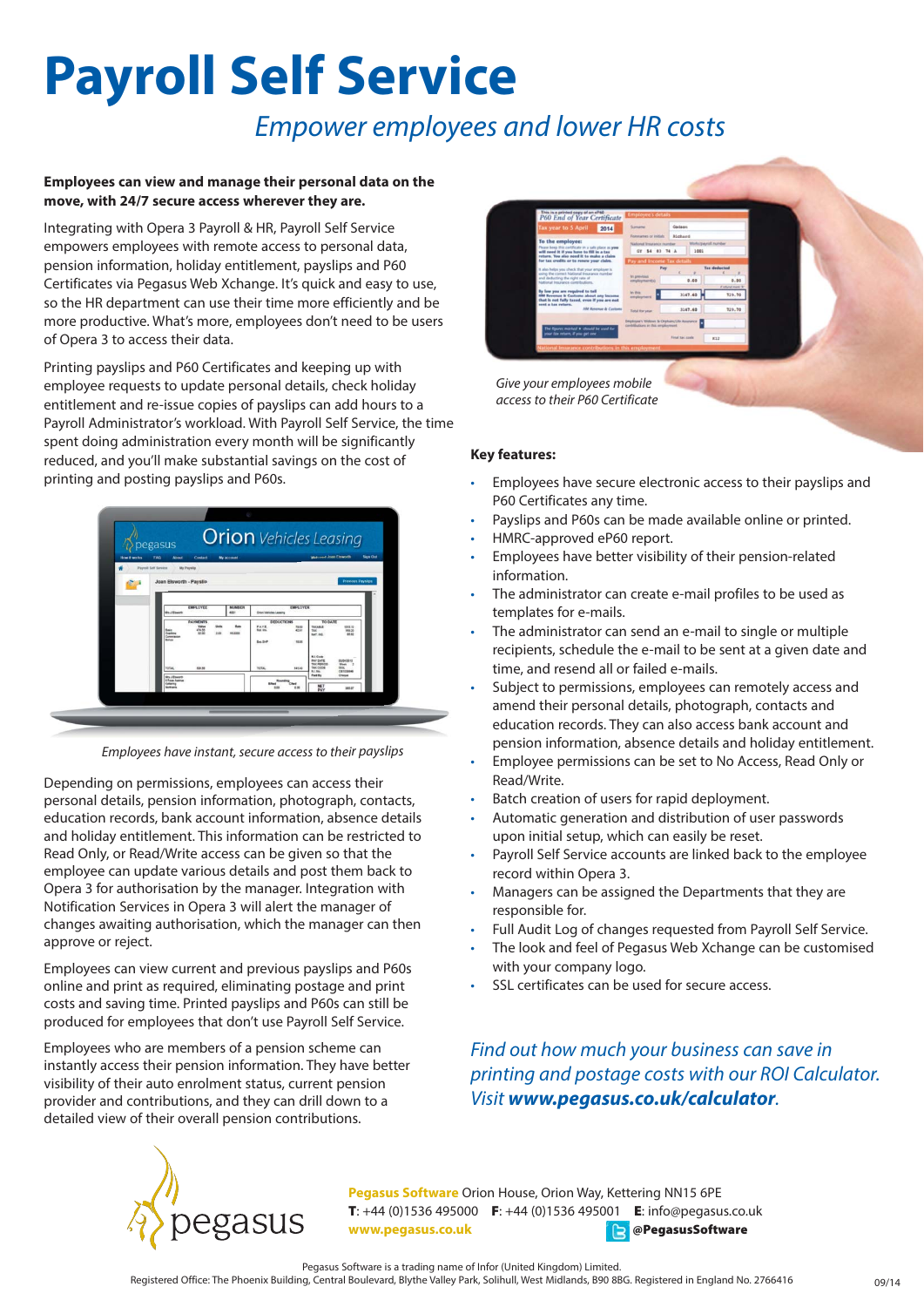# Payroll Self Service

*Empower employees and lower HR costs*

**Employees can view and manage their personal data on the move, with 24/7 secure access wherever they are.**

Integrating with Opera 3 Payroll & HR, Payroll Self Service empowers employees with remote access to personal data, pension information, holiday entitlement, payslips and P60 Certificates via Pegasus Web Xchange. It's quick and easy to use, so the HR department can use their time more efficiently and be more productive. What's more, employees don't need to be users of Opera 3 to access their data.

Printing payslips and P60 Certificates and keeping up with employee requests to update personal details, check holiday entitlement and re-issue copies of payslips can add hours to a Payroll Administrator's workload. With Payroll Self Service, the time spent doing administration every month will be significantly reduced, and you'll make substantial savings on the cost of printing and posting payslips and P60s.

*Employees have instant, secure access to their payslips*

Depending on permissions, employees can access their personal details, pension information, photograph, contacts, education records, bank account information, absence details and holiday entitlement. This information can be restricted to Read Only, or Read/Write access can be given so that the employee can update various details and post them back to Opera 3 for authorisation by the manager. Integration with Notification Services in Opera 3 will alert the manager of changes awaiting authorisation, which the manager can then approve or reject.

Employees can view current and previous payslips and P60s online and print as required, eliminating postage and print costs and saving time. Printed payslips and P60s can still be produced for employees that don't use Payroll Self Service.

Employees who are members of a pension scheme can instantly access their pension information. They have better visibility of their auto enrolment status, current pension provider and contributions, and they can drill down to a detailed view of their overall pension contributions.

*Give your employees mobile access to their P60 Certificate*

**Key features:**

- Employees have secure electronic access to their payslips and P60 Certificates any time.
- Payslips and P60s can be made available online or printed.
- HMRC-approved eP60 report.
- Employees have better visibility of their pension-related information.
- The administrator can create e-mail profiles to be used as templates for e-mails.
- The administrator can send an e-mail to single or multiple recipients, schedule the e-mail to be sent at a given date and time, and resend all or failed e-mails.
- Subject to permissions, employees can remotely access and amend their personal details, photograph, contacts and education records. They can also access bank account and pension information, absence details and holiday entitlement.
- Employee permissions can be set to No Access, Read Only or Read/Write.
- Batch creation of users for rapid deployment.
- Automatic generation and distribution of user passwords upon initial setup, which can easily be reset.
- Payroll Self Service accounts are linked back to the employee record within Opera 3.
- Managers can be assigned the Departments that they are responsible for.
- Full Audit Log of changes requested from Payroll Self Service.
- The look and feel of Pegasus Web Xchange can be customised with your company logo.
- SSL certificates can be used for secure access.

*Find out how much your business can save in printing and postage costs with our ROI Calculator. Visit **www.pegasus.co.uk/calculator**.*

**Pegasus Software** Orion House, Orion Way, Kettering NN15 6PE
**T**: +44 (0)1536 495000 **F**: +44 (0)1536 495001 **E**: info@pegasus.co.uk
**www.pegasus.co.uk** **@PegasusSoftware**

Pegasus Software is a trading name of Infor (United Kingdom) Limited.
Registered Office: The Phoenix Building, Central Boulevard, Blythe Valley Park, Solihull, West Midlands, B90 8BG. Registered in England No. 2766416

09/14